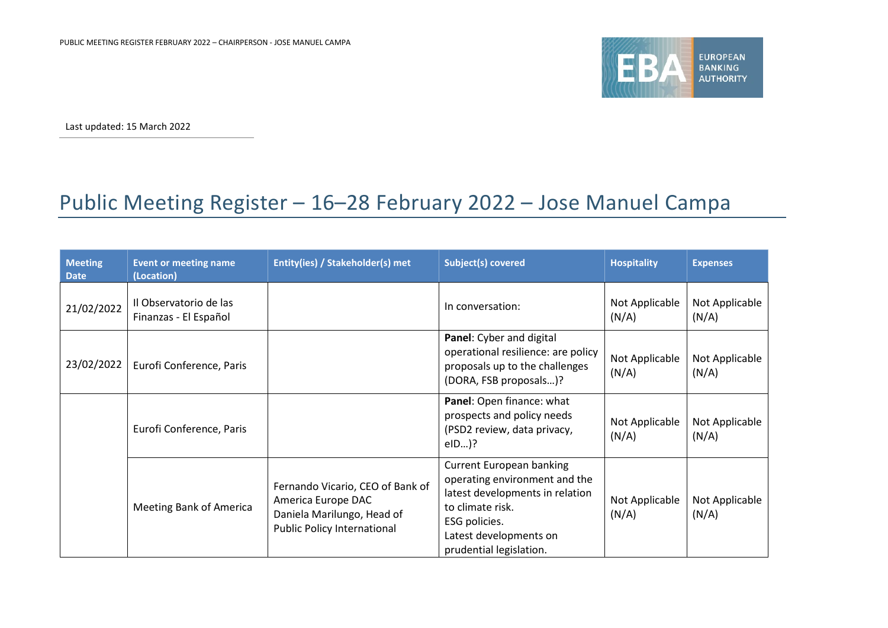Last updated: 15 March 2022

# Public Meeting Register – 16–28 February 2022 – Jose Manuel Campa

| Meeting Date | Event or meeting name (Location) | Entity(ies) / Stakeholder(s) met | Subject(s) covered | Hospitality | Expenses |
|---|---|---|---|---|---|
| 21/02/2022 | Il Observatorio de las Finanzas - El Español | | In conversation: | Not Applicable (N/A) | Not Applicable (N/A) |
| 23/02/2022 | Eurofi Conference, Paris | | **Panel**: Cyber and digital operational resilience: are policy proposals up to the challenges (DORA, FSB proposals…)? | Not Applicable (N/A) | Not Applicable (N/A) |
| | Eurofi Conference, Paris | | **Panel**: Open finance: what prospects and policy needs (PSD2 review, data privacy, eID…)? | Not Applicable (N/A) | Not Applicable (N/A) |
| | Meeting Bank of America | Fernando Vicario, CEO of Bank of America Europe DAC<br>Daniela Marilungo, Head of Public Policy International | Current European banking operating environment and the latest developments in relation to climate risk.<br>ESG policies.<br>Latest developments on prudential legislation. | Not Applicable (N/A) | Not Applicable (N/A) |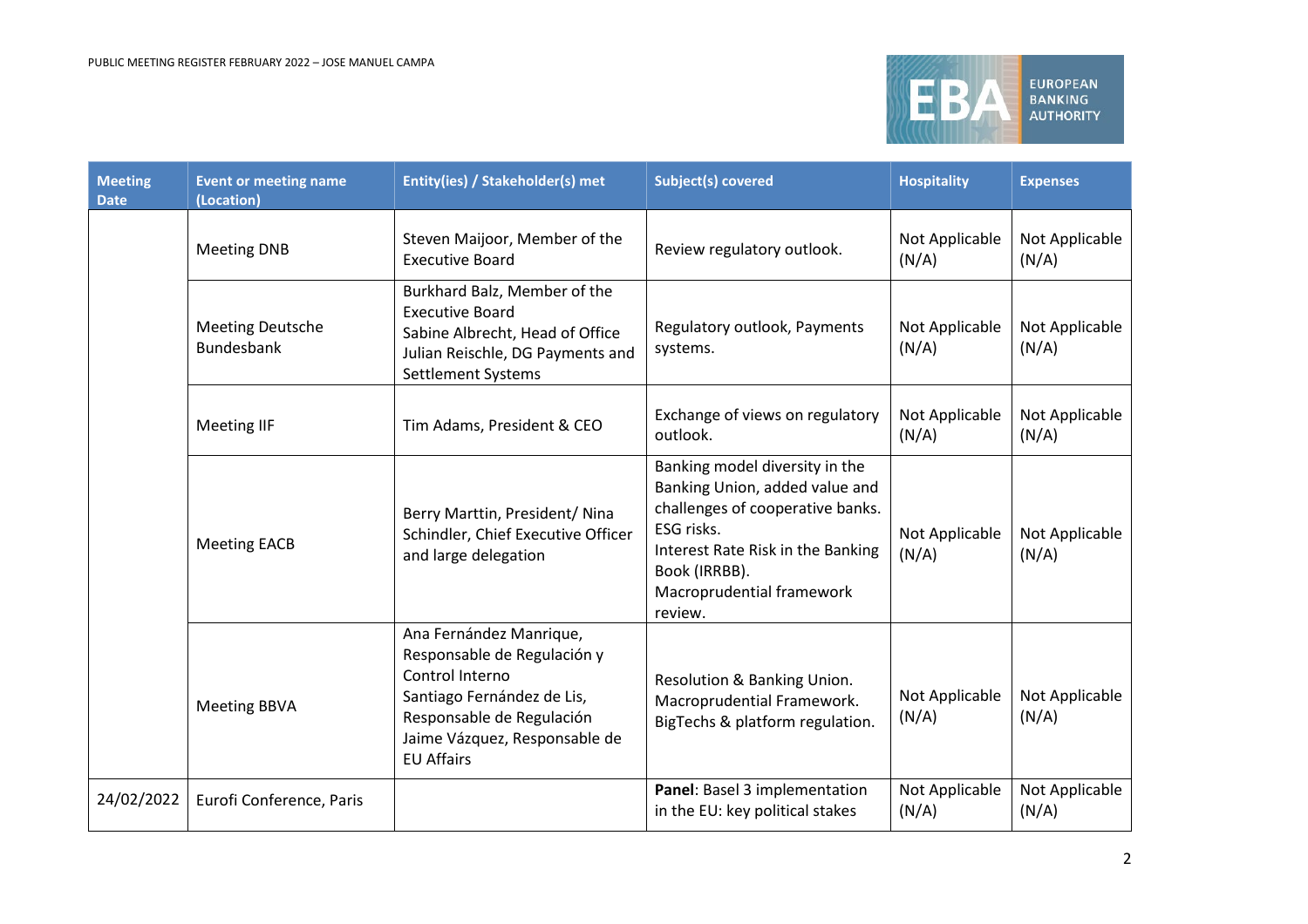| Meeting Date | Event or meeting name (Location) | Entity(ies) / Stakeholder(s) met | Subject(s) covered | Hospitality | Expenses |
|---|---|---|---|---|---|
| | Meeting DNB | Steven Maijoor, Member of the Executive Board | Review regulatory outlook. | Not Applicable (N/A) | Not Applicable (N/A) |
| | Meeting Deutsche Bundesbank | Burkhard Balz, Member of the Executive Board<br>Sabine Albrecht, Head of Office<br>Julian Reischle, DG Payments and Settlement Systems | Regulatory outlook, Payments systems. | Not Applicable (N/A) | Not Applicable (N/A) |
| | Meeting IIF | Tim Adams, President & CEO | Exchange of views on regulatory outlook. | Not Applicable (N/A) | Not Applicable (N/A) |
| | Meeting EACB | Berry Marttin, President/ Nina Schindler, Chief Executive Officer and large delegation | Banking model diversity in the Banking Union, added value and challenges of cooperative banks.<br>ESG risks.<br>Interest Rate Risk in the Banking Book (IRRBB).<br>Macroprudential framework review. | Not Applicable (N/A) | Not Applicable (N/A) |
| | Meeting BBVA | Ana Fernández Manrique, Responsable de Regulación y Control Interno<br>Santiago Fernández de Lis, Responsable de Regulación<br>Jaime Vázquez, Responsable de EU Affairs | Resolution & Banking Union.<br>Macroprudential Framework.<br>BigTechs & platform regulation. | Not Applicable (N/A) | Not Applicable (N/A) |
| 24/02/2022 | Eurofi Conference, Paris | | **Panel**: Basel 3 implementation in the EU: key political stakes | Not Applicable (N/A) | Not Applicable (N/A) |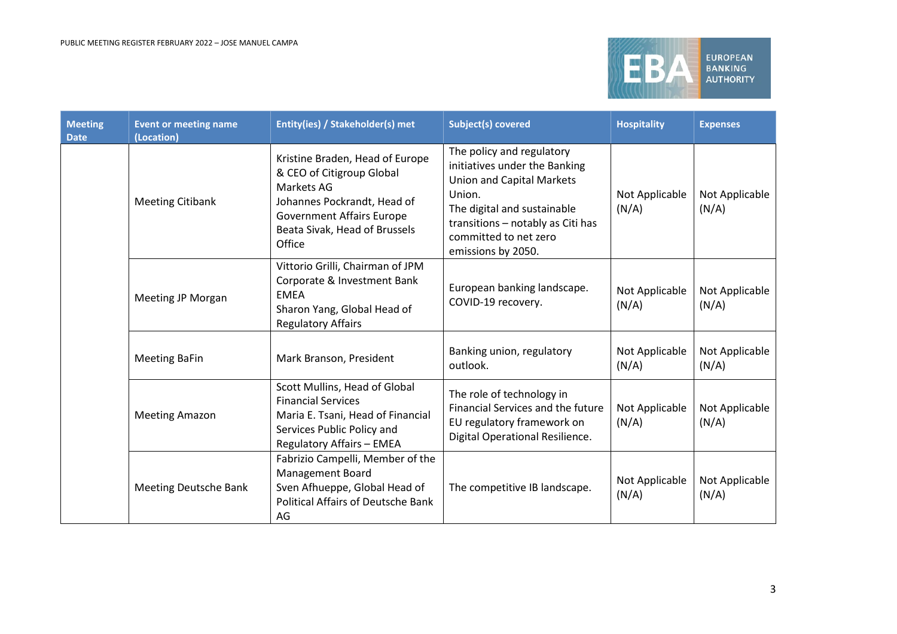| Meeting Date | Event or meeting name (Location) | Entity(ies) / Stakeholder(s) met | Subject(s) covered | Hospitality | Expenses |
|---|---|---|---|---|---|
| | Meeting Citibank | Kristine Braden, Head of Europe & CEO of Citigroup Global Markets AG<br>Johannes Pockrandt, Head of Government Affairs Europe<br>Beata Sivak, Head of Brussels Office | The policy and regulatory initiatives under the Banking Union and Capital Markets Union.<br>The digital and sustainable transitions – notably as Citi has committed to net zero emissions by 2050. | Not Applicable (N/A) | Not Applicable (N/A) |
| | Meeting JP Morgan | Vittorio Grilli, Chairman of JPM Corporate & Investment Bank EMEA<br>Sharon Yang, Global Head of Regulatory Affairs | European banking landscape.<br>COVID-19 recovery. | Not Applicable (N/A) | Not Applicable (N/A) |
| | Meeting BaFin | Mark Branson, President | Banking union, regulatory outlook. | Not Applicable (N/A) | Not Applicable (N/A) |
| | Meeting Amazon | Scott Mullins, Head of Global Financial Services<br>Maria E. Tsani, Head of Financial Services Public Policy and Regulatory Affairs – EMEA | The role of technology in Financial Services and the future EU regulatory framework on Digital Operational Resilience. | Not Applicable (N/A) | Not Applicable (N/A) |
| | Meeting Deutsche Bank | Fabrizio Campelli, Member of the Management Board<br>Sven Afhueppe, Global Head of Political Affairs of Deutsche Bank AG | The competitive IB landscape. | Not Applicable (N/A) | Not Applicable (N/A) |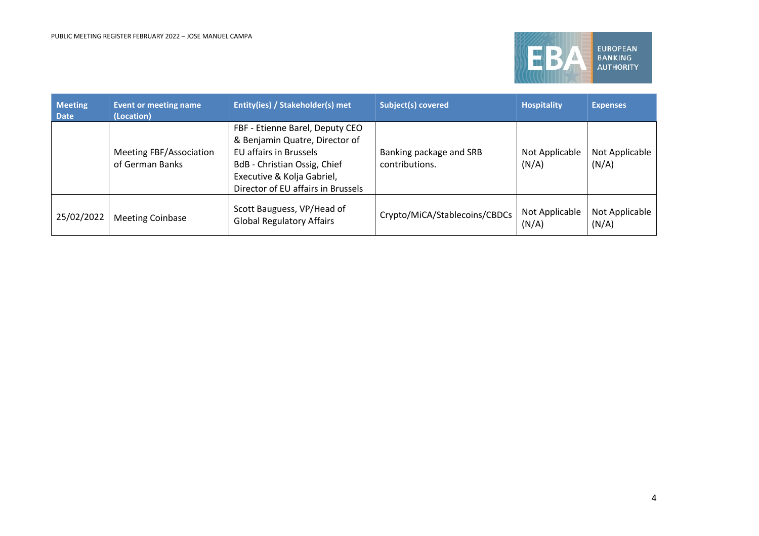| Meeting Date | Event or meeting name (Location) | Entity(ies) / Stakeholder(s) met | Subject(s) covered | Hospitality | Expenses |
|---|---|---|---|---|---|
| | Meeting FBF/Association of German Banks | FBF - Etienne Barel, Deputy CEO & Benjamin Quatre, Director of EU affairs in Brussels<br>BdB - Christian Ossig, Chief Executive & Kolja Gabriel, Director of EU affairs in Brussels | Banking package and SRB contributions. | Not Applicable (N/A) | Not Applicable (N/A) |
| 25/02/2022 | Meeting Coinbase | Scott Bauguess, VP/Head of Global Regulatory Affairs | Crypto/MiCA/Stablecoins/CBDCs | Not Applicable (N/A) | Not Applicable (N/A) |